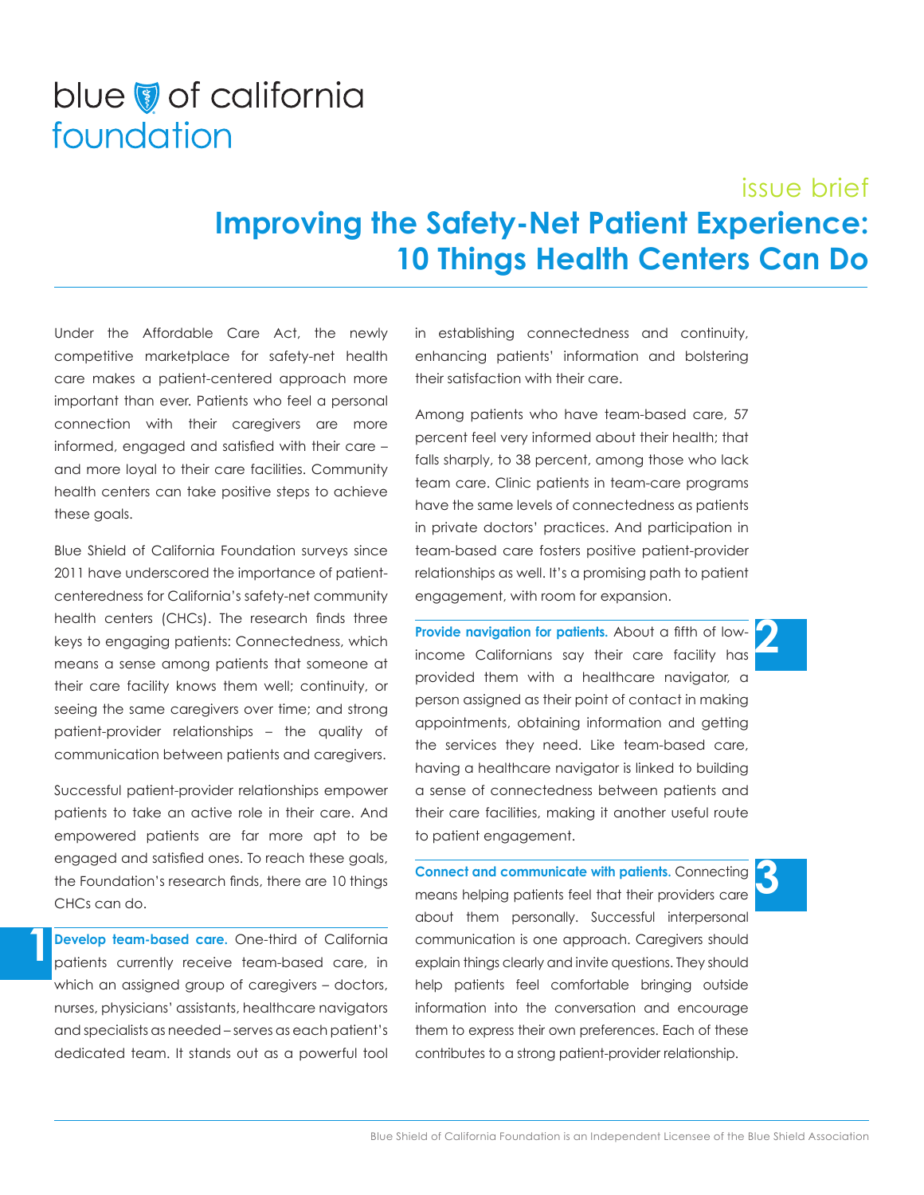blue of california foundation

issue brief

# Improving the Safety-Net Patient Experience: 10 Things Health Centers Can Do

Under the Affordable Care Act, the newly competitive marketplace for safety-net health care makes a patient-centered approach more important than ever. Patients who feel a personal connection with their caregivers are more informed, engaged and satisfied with their care – and more loyal to their care facilities. Community health centers can take positive steps to achieve these goals.

Blue Shield of California Foundation surveys since 2011 have underscored the importance of patient-centeredness for California's safety-net community health centers (CHCs). The research finds three keys to engaging patients: Connectedness, which means a sense among patients that someone at their care facility knows them well; continuity, or seeing the same caregivers over time; and strong patient-provider relationships – the quality of communication between patients and caregivers.

Successful patient-provider relationships empower patients to take an active role in their care. And empowered patients are far more apt to be engaged and satisfied ones. To reach these goals, the Foundation's research finds, there are 10 things CHCs can do.

**1**

**Develop team-based care.** One-third of California patients currently receive team-based care, in which an assigned group of caregivers – doctors, nurses, physicians' assistants, healthcare navigators and specialists as needed – serves as each patient's dedicated team. It stands out as a powerful tool in establishing connectedness and continuity, enhancing patients' information and bolstering their satisfaction with their care.

Among patients who have team-based care, 57 percent feel very informed about their health; that falls sharply, to 38 percent, among those who lack team care. Clinic patients in team-care programs have the same levels of connectedness as patients in private doctors' practices. And participation in team-based care fosters positive patient-provider relationships as well. It's a promising path to patient engagement, with room for expansion.

**2**

**Provide navigation for patients.** About a fifth of low-income Californians say their care facility has provided them with a healthcare navigator, a person assigned as their point of contact in making appointments, obtaining information and getting the services they need. Like team-based care, having a healthcare navigator is linked to building a sense of connectedness between patients and their care facilities, making it another useful route to patient engagement.

**3**

**Connect and communicate with patients.** Connecting means helping patients feel that their providers care about them personally. Successful interpersonal communication is one approach. Caregivers should explain things clearly and invite questions. They should help patients feel comfortable bringing outside information into the conversation and encourage them to express their own preferences. Each of these contributes to a strong patient-provider relationship.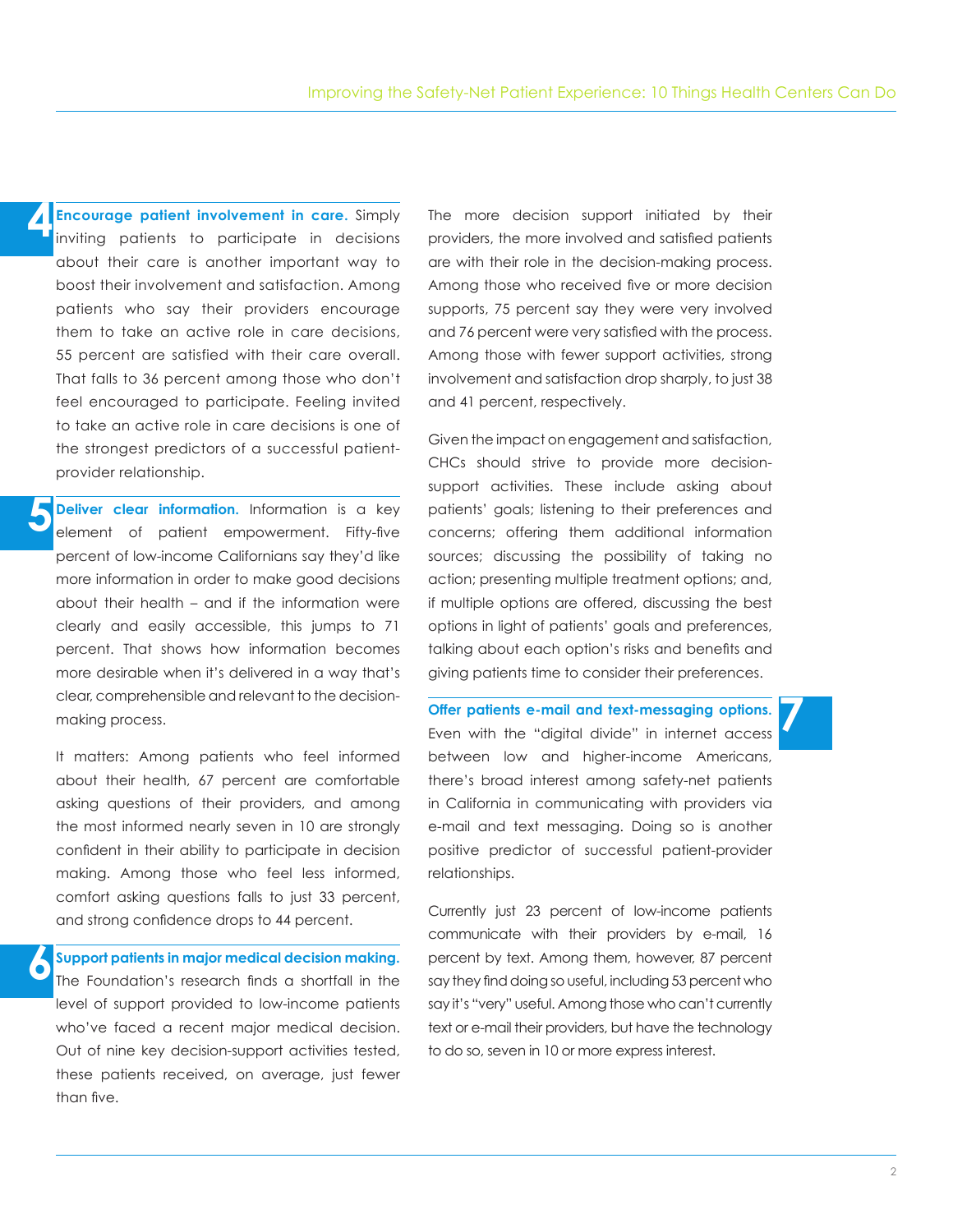**4 Encourage patient involvement in care.** Simply inviting patients to participate in decisions about their care is another important way to boost their involvement and satisfaction. Among patients who say their providers encourage them to take an active role in care decisions, 55 percent are satisfied with their care overall. That falls to 36 percent among those who don't feel encouraged to participate. Feeling invited to take an active role in care decisions is one of the strongest predictors of a successful patient-provider relationship.

**5 Deliver clear information.** Information is a key element of patient empowerment. Fifty-five percent of low-income Californians say they'd like more information in order to make good decisions about their health – and if the information were clearly and easily accessible, this jumps to 71 percent. That shows how information becomes more desirable when it's delivered in a way that's clear, comprehensible and relevant to the decision-making process.

It matters: Among patients who feel informed about their health, 67 percent are comfortable asking questions of their providers, and among the most informed nearly seven in 10 are strongly confident in their ability to participate in decision making. Among those who feel less informed, comfort asking questions falls to just 33 percent, and strong confidence drops to 44 percent.

**6 Support patients in major medical decision making.** The Foundation's research finds a shortfall in the level of support provided to low-income patients who've faced a recent major medical decision. Out of nine key decision-support activities tested, these patients received, on average, just fewer than five.

The more decision support initiated by their providers, the more involved and satisfied patients are with their role in the decision-making process. Among those who received five or more decision supports, 75 percent say they were very involved and 76 percent were very satisfied with the process. Among those with fewer support activities, strong involvement and satisfaction drop sharply, to just 38 and 41 percent, respectively.

Given the impact on engagement and satisfaction, CHCs should strive to provide more decision-support activities. These include asking about patients' goals; listening to their preferences and concerns; offering them additional information sources; discussing the possibility of taking no action; presenting multiple treatment options; and, if multiple options are offered, discussing the best options in light of patients' goals and preferences, talking about each option's risks and benefits and giving patients time to consider their preferences.

**7 Offer patients e-mail and text-messaging options.** Even with the "digital divide" in internet access between low and higher-income Americans, there's broad interest among safety-net patients in California in communicating with providers via e-mail and text messaging. Doing so is another positive predictor of successful patient-provider relationships.

Currently just 23 percent of low-income patients communicate with their providers by e-mail, 16 percent by text. Among them, however, 87 percent say they find doing so useful, including 53 percent who say it's "very" useful. Among those who can't currently text or e-mail their providers, but have the technology to do so, seven in 10 or more express interest.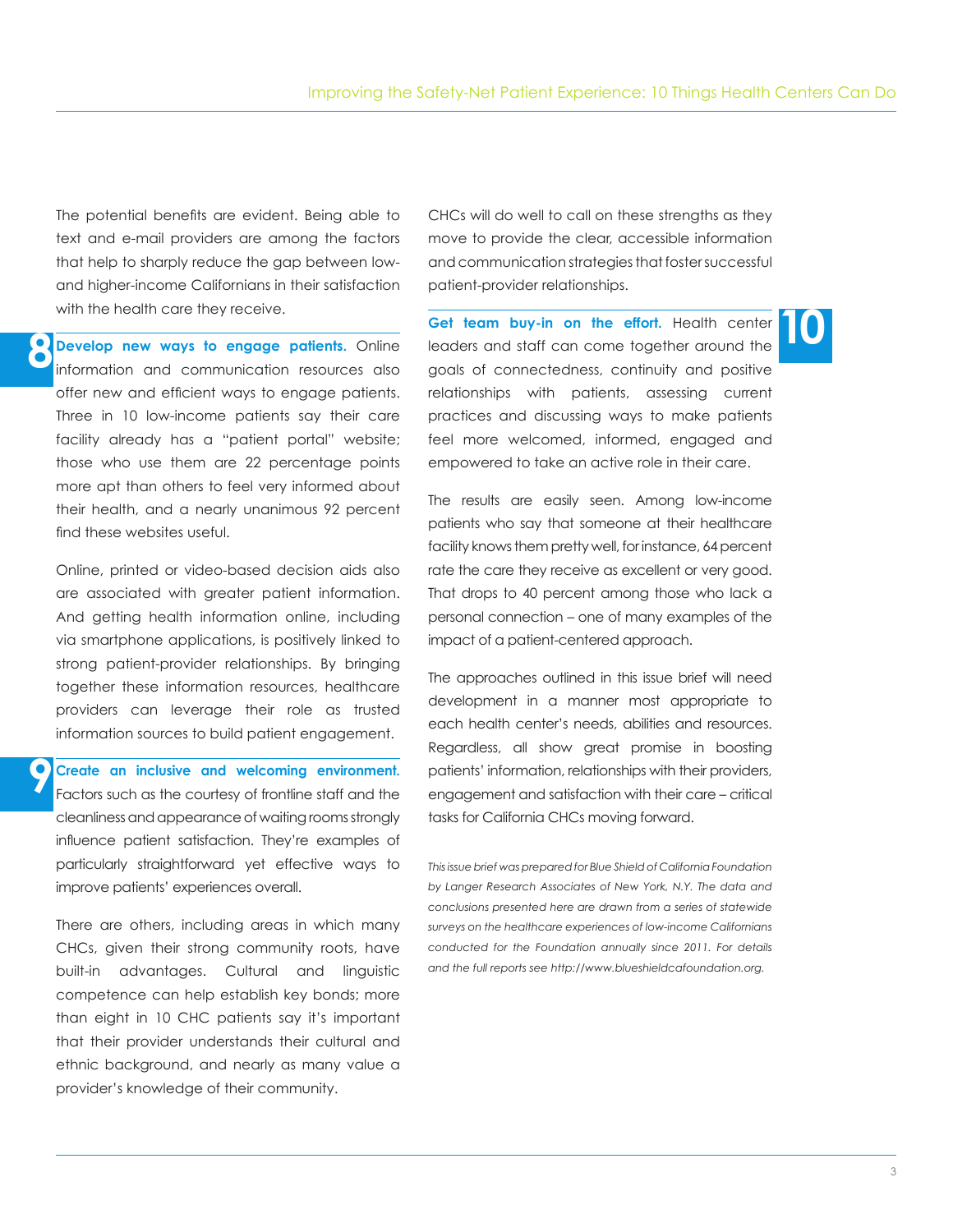The potential benefits are evident. Being able to text and e-mail providers are among the factors that help to sharply reduce the gap between low- and higher-income Californians in their satisfaction with the health care they receive.

**8** **Develop new ways to engage patients.** Online information and communication resources also offer new and efficient ways to engage patients. Three in 10 low-income patients say their care facility already has a "patient portal" website; those who use them are 22 percentage points more apt than others to feel very informed about their health, and a nearly unanimous 92 percent find these websites useful.

Online, printed or video-based decision aids also are associated with greater patient information. And getting health information online, including via smartphone applications, is positively linked to strong patient-provider relationships. By bringing together these information resources, healthcare providers can leverage their role as trusted information sources to build patient engagement.

**9** **Create an inclusive and welcoming environment.** Factors such as the courtesy of frontline staff and the cleanliness and appearance of waiting rooms strongly influence patient satisfaction. They're examples of particularly straightforward yet effective ways to improve patients' experiences overall.

There are others, including areas in which many CHCs, given their strong community roots, have built-in advantages. Cultural and linguistic competence can help establish key bonds; more than eight in 10 CHC patients say it's important that their provider understands their cultural and ethnic background, and nearly as many value a provider's knowledge of their community.

CHCs will do well to call on these strengths as they move to provide the clear, accessible information and communication strategies that foster successful patient-provider relationships.

**10** **Get team buy-in on the effort.** Health center leaders and staff can come together around the goals of connectedness, continuity and positive relationships with patients, assessing current practices and discussing ways to make patients feel more welcomed, informed, engaged and empowered to take an active role in their care.

The results are easily seen. Among low-income patients who say that someone at their healthcare facility knows them pretty well, for instance, 64 percent rate the care they receive as excellent or very good. That drops to 40 percent among those who lack a personal connection – one of many examples of the impact of a patient-centered approach.

The approaches outlined in this issue brief will need development in a manner most appropriate to each health center's needs, abilities and resources. Regardless, all show great promise in boosting patients' information, relationships with their providers, engagement and satisfaction with their care – critical tasks for California CHCs moving forward.

*This issue brief was prepared for Blue Shield of California Foundation by Langer Research Associates of New York, N.Y. The data and conclusions presented here are drawn from a series of statewide surveys on the healthcare experiences of low-income Californians conducted for the Foundation annually since 2011. For details and the full reports see http://www.blueshieldcafoundation.org.*